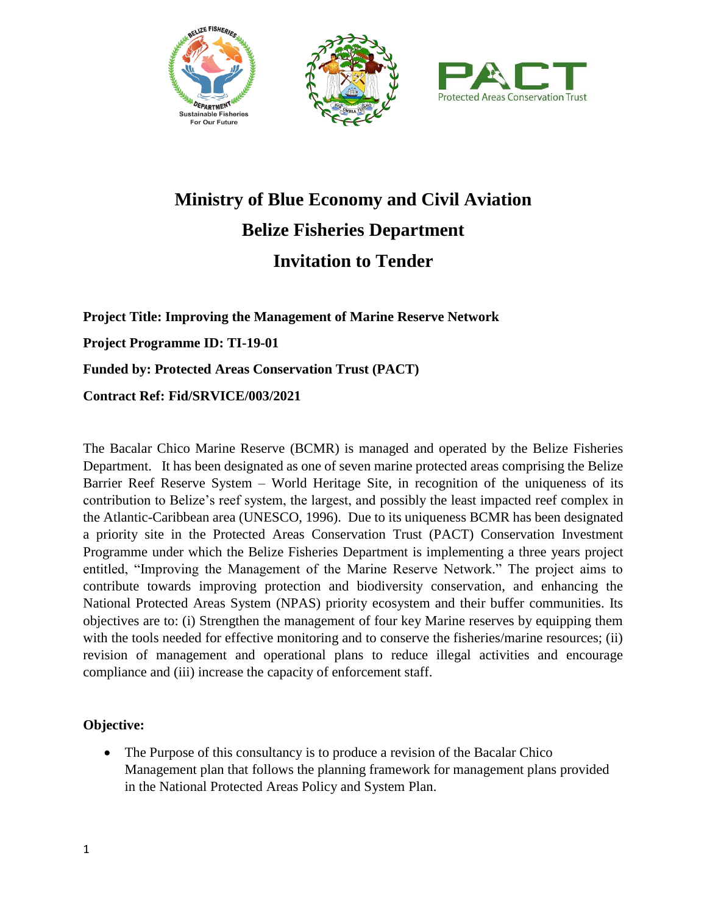# Ministry of Blue Economy and Civil Aviation

# Belize Fisheries Department

# Invitation to Tender

**Project Title: Improving the Management of Marine Reserve Network**

**Project Programme ID: TI-19-01**

**Funded by: Protected Areas Conservation Trust (PACT)**

**Contract Ref: Fid/SRVICE/003/2021**

The Bacalar Chico Marine Reserve (BCMR) is managed and operated by the Belize Fisheries Department. It has been designated as one of seven marine protected areas comprising the Belize Barrier Reef Reserve System – World Heritage Site, in recognition of the uniqueness of its contribution to Belize's reef system, the largest, and possibly the least impacted reef complex in the Atlantic-Caribbean area (UNESCO, 1996). Due to its uniqueness BCMR has been designated a priority site in the Protected Areas Conservation Trust (PACT) Conservation Investment Programme under which the Belize Fisheries Department is implementing a three years project entitled, "Improving the Management of the Marine Reserve Network." The project aims to contribute towards improving protection and biodiversity conservation, and enhancing the National Protected Areas System (NPAS) priority ecosystem and their buffer communities. Its objectives are to: (i) Strengthen the management of four key Marine reserves by equipping them with the tools needed for effective monitoring and to conserve the fisheries/marine resources; (ii) revision of management and operational plans to reduce illegal activities and encourage compliance and (iii) increase the capacity of enforcement staff.

**Objective:**

- The Purpose of this consultancy is to produce a revision of the Bacalar Chico Management plan that follows the planning framework for management plans provided in the National Protected Areas Policy and System Plan.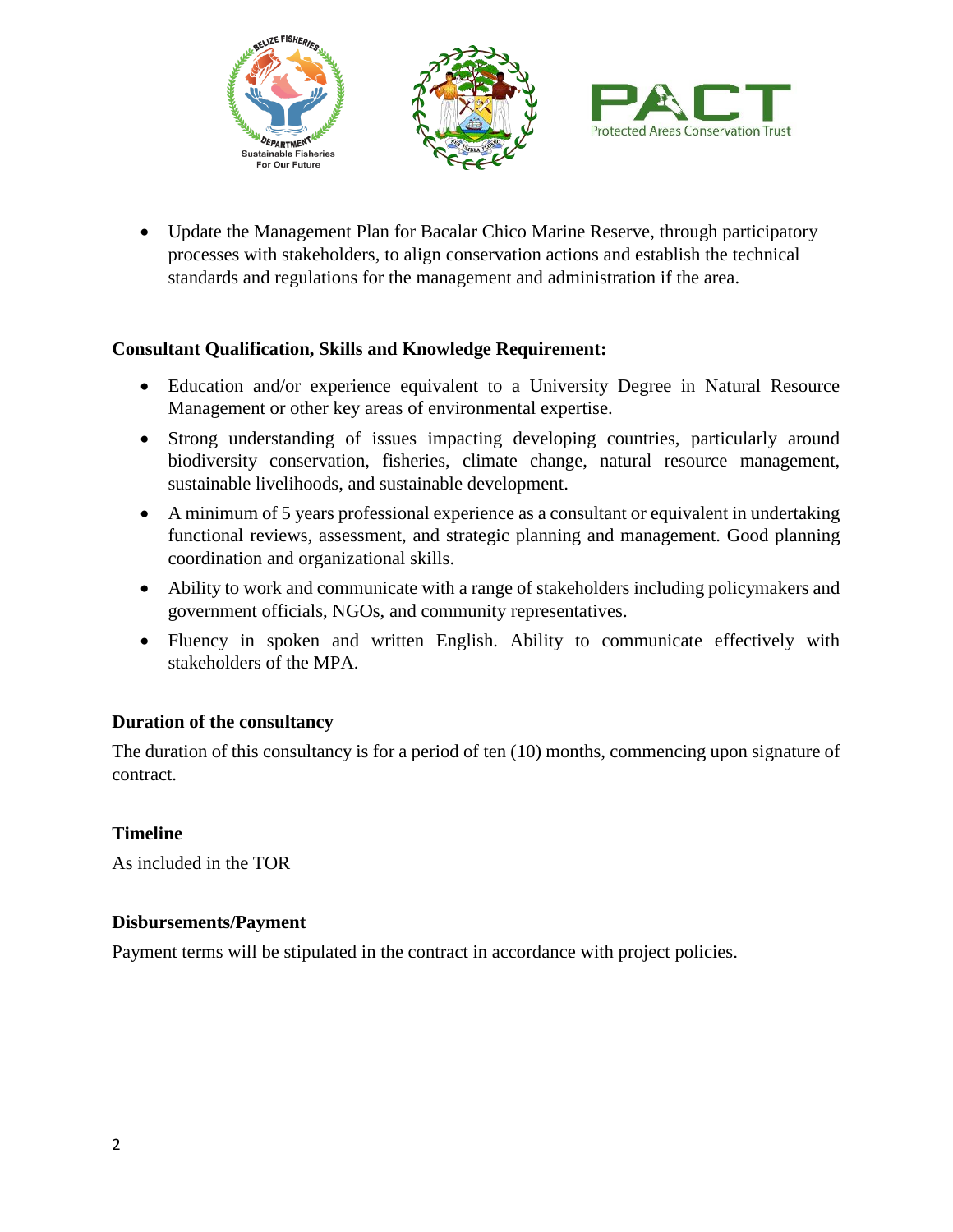- Update the Management Plan for Bacalar Chico Marine Reserve, through participatory processes with stakeholders, to align conservation actions and establish the technical standards and regulations for the management and administration if the area.

**Consultant Qualification, Skills and Knowledge Requirement:**

- Education and/or experience equivalent to a University Degree in Natural Resource Management or other key areas of environmental expertise.
- Strong understanding of issues impacting developing countries, particularly around biodiversity conservation, fisheries, climate change, natural resource management, sustainable livelihoods, and sustainable development.
- A minimum of 5 years professional experience as a consultant or equivalent in undertaking functional reviews, assessment, and strategic planning and management. Good planning coordination and organizational skills.
- Ability to work and communicate with a range of stakeholders including policymakers and government officials, NGOs, and community representatives.
- Fluency in spoken and written English. Ability to communicate effectively with stakeholders of the MPA.

**Duration of the consultancy**

The duration of this consultancy is for a period of ten (10) months, commencing upon signature of contract.

**Timeline**

As included in the TOR

**Disbursements/Payment**

Payment terms will be stipulated in the contract in accordance with project policies.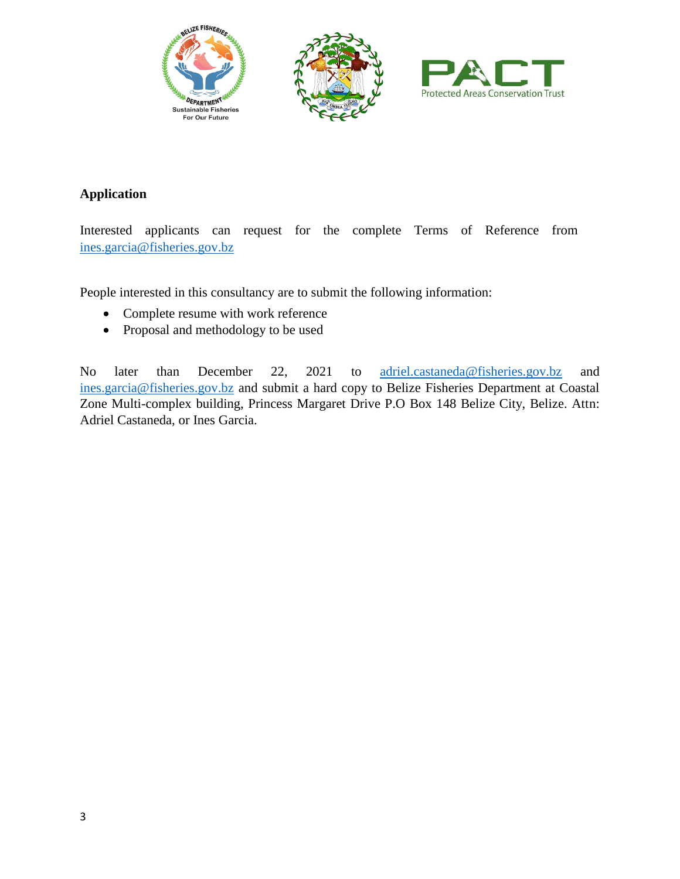## Application

Interested applicants can request for the complete Terms of Reference from ines.garcia@fisheries.gov.bz

People interested in this consultancy are to submit the following information:

- Complete resume with work reference
- Proposal and methodology to be used

No later than December 22, 2021 to adriel.castaneda@fisheries.gov.bz and ines.garcia@fisheries.gov.bz and submit a hard copy to Belize Fisheries Department at Coastal Zone Multi-complex building, Princess Margaret Drive P.O Box 148 Belize City, Belize. Attn: Adriel Castaneda, or Ines Garcia.